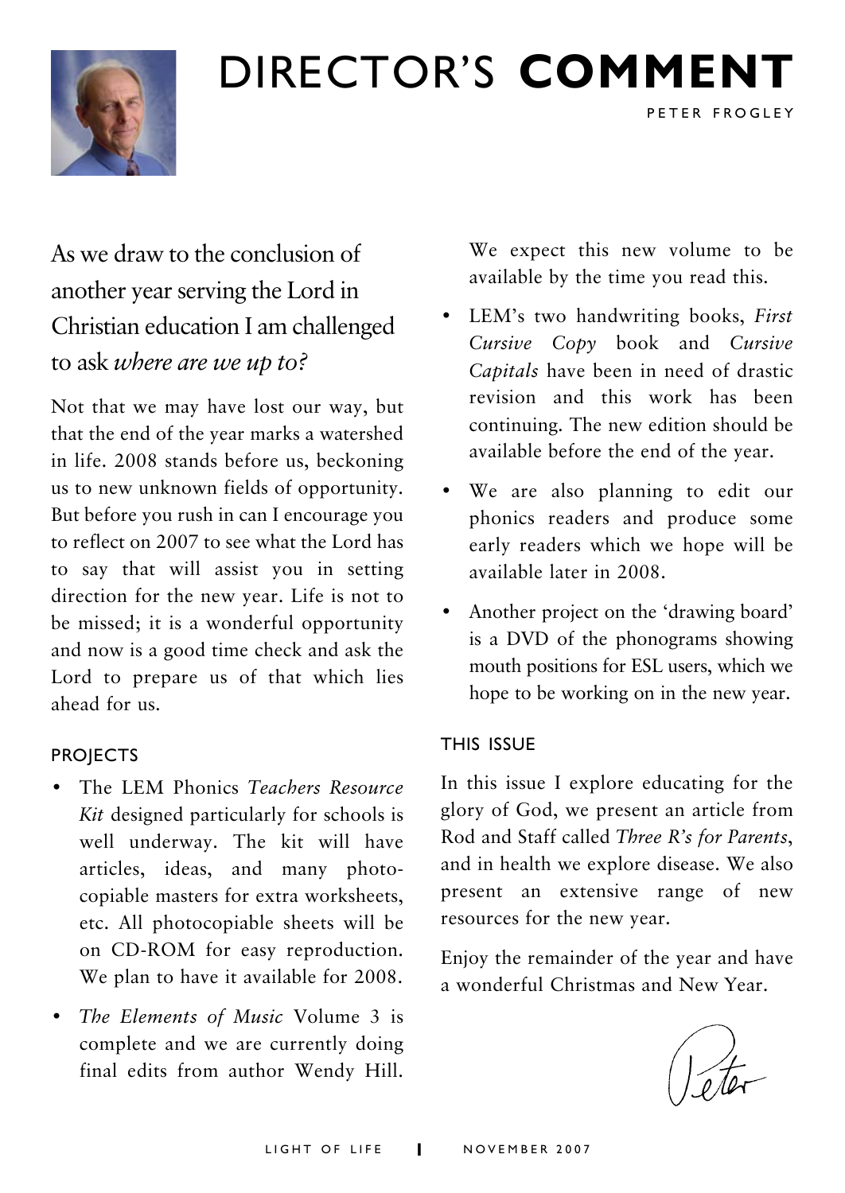# DIRECTOR'S **COMMENT**

PETER FROGLEY

As we draw to the conclusion of another year serving the Lord in Christian education I am challenged to ask *where are we up to?*

Not that we may have lost our way, but that the end of the year marks a watershed in life. 2008 stands before us, beckoning us to new unknown fields of opportunity. But before you rush in can I encourage you to reflect on 2007 to see what the Lord has to say that will assist you in setting direction for the new year. Life is not to be missed; it is a wonderful opportunity and now is a good time check and ask the Lord to prepare us of that which lies ahead for us.

## PROJECTS

- The LEM Phonics *Teachers Resource Kit* designed particularly for schools is well underway. The kit will have articles, ideas, and many photocopiable masters for extra worksheets, etc. All photocopiable sheets will be on CD-ROM for easy reproduction. We plan to have it available for 2008.
- *The Elements of Music* Volume 3 is complete and we are currently doing final edits from author Wendy Hill. We expect this new volume to be available by the time you read this.
- LEM's two handwriting books, *First Cursive Copy* book and *Cursive Capitals* have been in need of drastic revision and this work has been continuing. The new edition should be available before the end of the year.
- We are also planning to edit our phonics readers and produce some early readers which we hope will be available later in 2008.
- Another project on the 'drawing board' is a DVD of the phonograms showing mouth positions for ESL users, which we hope to be working on in the new year.

## THIS ISSUE

In this issue I explore educating for the glory of God, we present an article from Rod and Staff called *Three R's for Parents*, and in health we explore disease. We also present an extensive range of new resources for the new year.

Enjoy the remainder of the year and have a wonderful Christmas and New Year.

Peter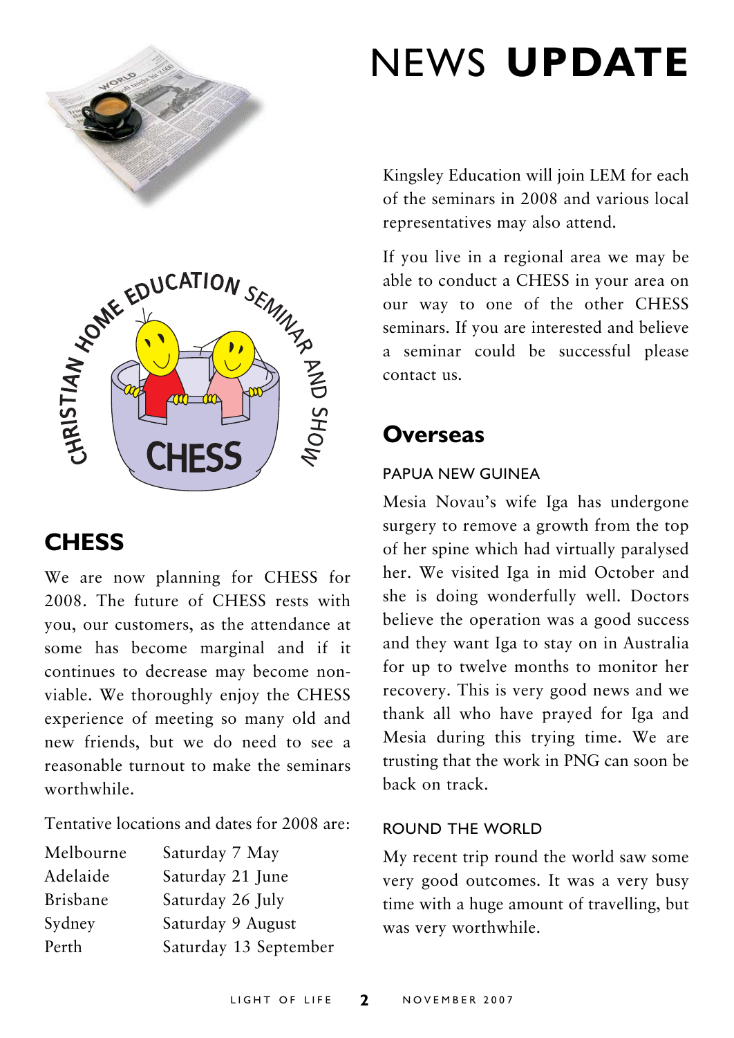# NEWS **UPDATE**

## CHESS

We are now planning for CHESS for 2008. The future of CHESS rests with you, our customers, as the attendance at some has become marginal and if it continues to decrease may become non-viable. We thoroughly enjoy the CHESS experience of meeting so many old and new friends, but we do need to see a reasonable turnout to make the seminars worthwhile.

Tentative locations and dates for 2008 are:

| | |
|---|---|
| Melbourne | Saturday 7 May |
| Adelaide | Saturday 21 June |
| Brisbane | Saturday 26 July |
| Sydney | Saturday 9 August |
| Perth | Saturday 13 September |

Kingsley Education will join LEM for each of the seminars in 2008 and various local representatives may also attend.

If you live in a regional area we may be able to conduct a CHESS in your area on our way to one of the other CHESS seminars. If you are interested and believe a seminar could be successful please contact us.

## Overseas

### PAPUA NEW GUINEA

Mesia Novau's wife Iga has undergone surgery to remove a growth from the top of her spine which had virtually paralysed her. We visited Iga in mid October and she is doing wonderfully well. Doctors believe the operation was a good success and they want Iga to stay on in Australia for up to twelve months to monitor her recovery. This is very good news and we thank all who have prayed for Iga and Mesia during this trying time. We are trusting that the work in PNG can soon be back on track.

### ROUND THE WORLD

My recent trip round the world saw some very good outcomes. It was a very busy time with a huge amount of travelling, but was very worthwhile.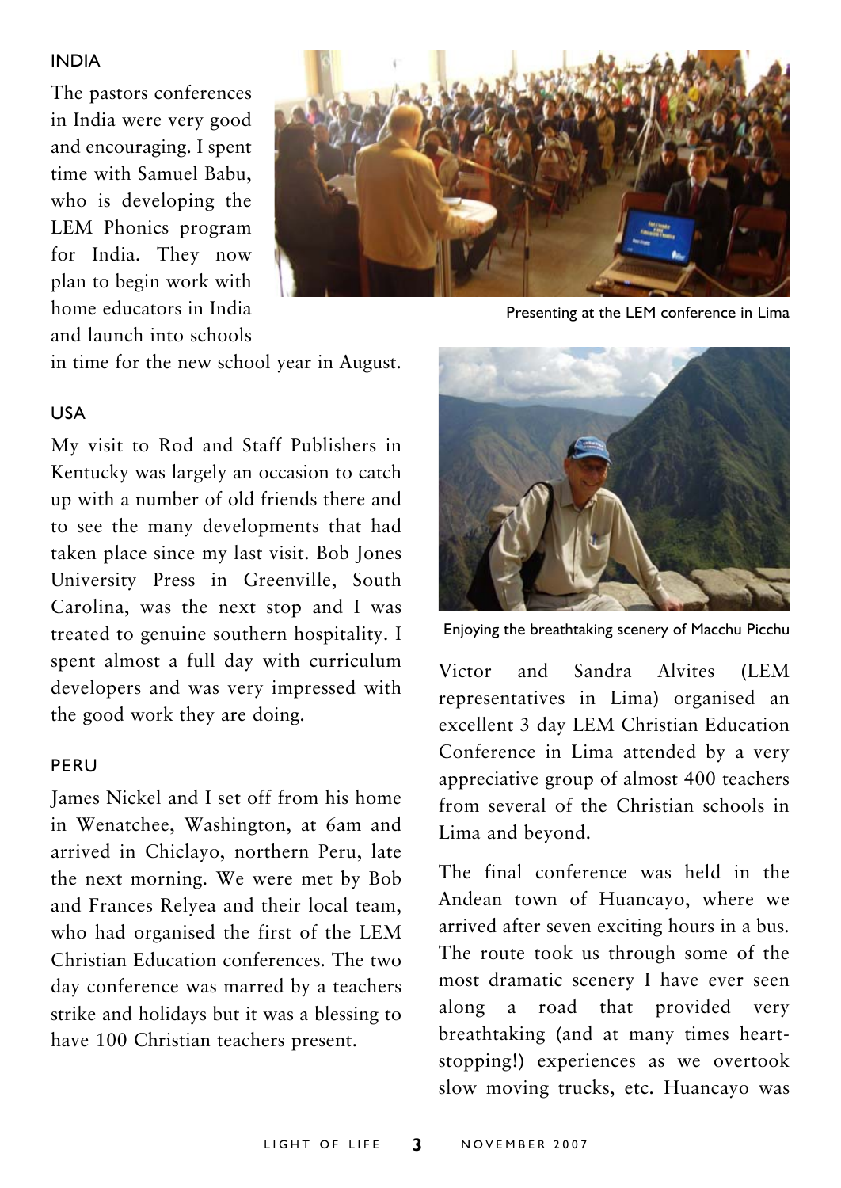## INDIA

The pastors conferences in India were very good and encouraging. I spent time with Samuel Babu, who is developing the LEM Phonics program for India. They now plan to begin work with home educators in India and launch into schools in time for the new school year in August.

## USA

My visit to Rod and Staff Publishers in Kentucky was largely an occasion to catch up with a number of old friends there and to see the many developments that had taken place since my last visit. Bob Jones University Press in Greenville, South Carolina, was the next stop and I was treated to genuine southern hospitality. I spent almost a full day with curriculum developers and was very impressed with the good work they are doing.

## PERU

James Nickel and I set off from his home in Wenatchee, Washington, at 6am and arrived in Chiclayo, northern Peru, late the next morning. We were met by Bob and Frances Relyea and their local team, who had organised the first of the LEM Christian Education conferences. The two day conference was marred by a teachers strike and holidays but it was a blessing to have 100 Christian teachers present.

Presenting at the LEM conference in Lima

Enjoying the breathtaking scenery of Macchu Picchu

Victor and Sandra Alvites (LEM representatives in Lima) organised an excellent 3 day LEM Christian Education Conference in Lima attended by a very appreciative group of almost 400 teachers from several of the Christian schools in Lima and beyond.

The final conference was held in the Andean town of Huancayo, where we arrived after seven exciting hours in a bus. The route took us through some of the most dramatic scenery I have ever seen along a road that provided very breathtaking (and at many times heart-stopping!) experiences as we overtook slow moving trucks, etc. Huancayo was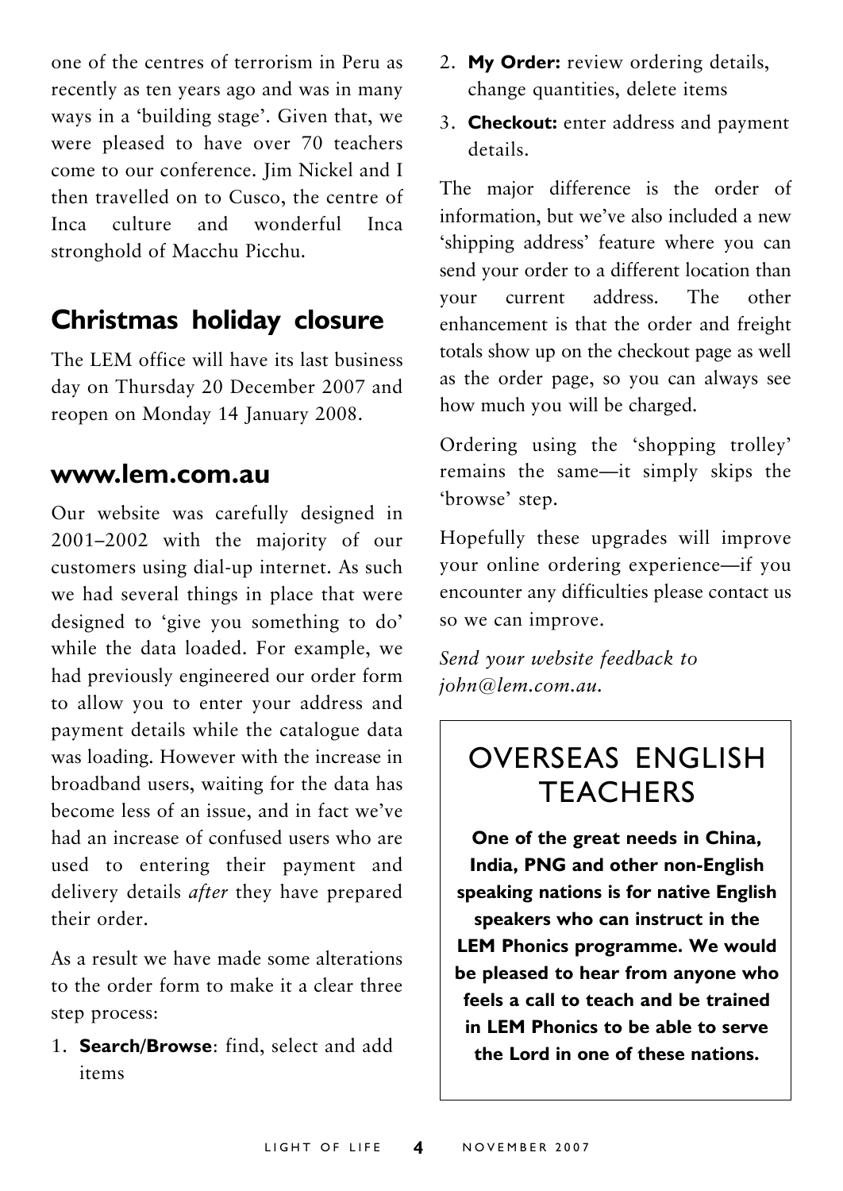one of the centres of terrorism in Peru as recently as ten years ago and was in many ways in a 'building stage'. Given that, we were pleased to have over 70 teachers come to our conference. Jim Nickel and I then travelled on to Cusco, the centre of Inca culture and wonderful Inca stronghold of Macchu Picchu.

## Christmas holiday closure

The LEM office will have its last business day on Thursday 20 December 2007 and reopen on Monday 14 January 2008.

## www.lem.com.au

Our website was carefully designed in 2001–2002 with the majority of our customers using dial-up internet. As such we had several things in place that were designed to 'give you something to do' while the data loaded. For example, we had previously engineered our order form to allow you to enter your address and payment details while the catalogue data was loading. However with the increase in broadband users, waiting for the data has become less of an issue, and in fact we've had an increase of confused users who are used to entering their payment and delivery details *after* they have prepared their order.

As a result we have made some alterations to the order form to make it a clear three step process:

1. **Search/Browse**: find, select and add items
2. **My Order:** review ordering details, change quantities, delete items
3. **Checkout:** enter address and payment details.

The major difference is the order of information, but we've also included a new 'shipping address' feature where you can send your order to a different location than your current address. The other enhancement is that the order and freight totals show up on the checkout page as well as the order page, so you can always see how much you will be charged.

Ordering using the 'shopping trolley' remains the same—it simply skips the 'browse' step.

Hopefully these upgrades will improve your online ordering experience—if you encounter any difficulties please contact us so we can improve.

*Send your website feedback to john@lem.com.au.*

## OVERSEAS ENGLISH TEACHERS

**One of the great needs in China, India, PNG and other non-English speaking nations is for native English speakers who can instruct in the LEM Phonics programme. We would be pleased to hear from anyone who feels a call to teach and be trained in LEM Phonics to be able to serve the Lord in one of these nations.**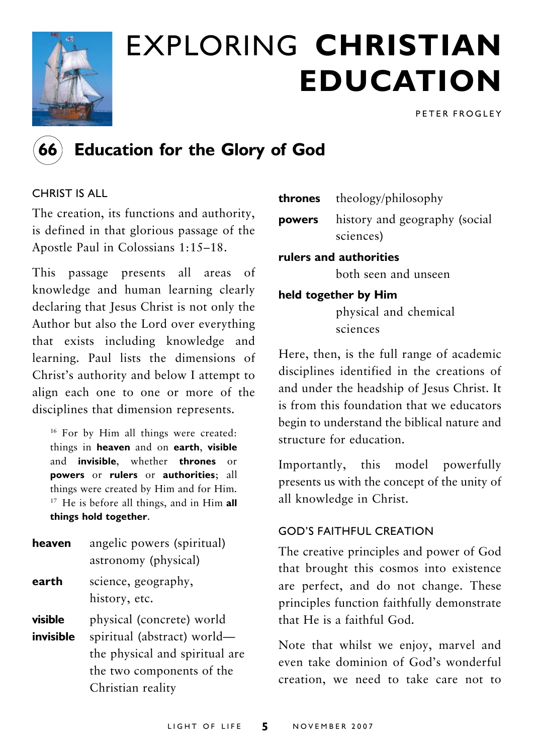# EXPLORING **CHRISTIAN EDUCATION**

PETER FROGLEY

## 66 Education for the Glory of God

### CHRIST IS ALL

The creation, its functions and authority, is defined in that glorious passage of the Apostle Paul in Colossians 1:15–18.

This passage presents all areas of knowledge and human learning clearly declaring that Jesus Christ is not only the Author but also the Lord over everything that exists including knowledge and learning. Paul lists the dimensions of Christ's authority and below I attempt to align each one to one or more of the disciplines that dimension represents.

> [16] For by Him all things were created: things in **heaven** and on **earth**, **visible** and **invisible**, whether **thrones** or **powers** or **rulers** or **authorities**; all things were created by Him and for Him. [17] He is before all things, and in Him **all things hold together**.

**heaven** — angelic powers (spiritual)
astronomy (physical)

**earth** — science, geography, history, etc.

**visible** — physical (concrete) world

**invisible** — spiritual (abstract) world—the physical and spiritual are the two components of the Christian reality

**thrones** — theology/philosophy

**powers** — history and geography (social sciences)

**rulers and authorities** — both seen and unseen

**held together by Him** — physical and chemical sciences

Here, then, is the full range of academic disciplines identified in the creations of and under the headship of Jesus Christ. It is from this foundation that we educators begin to understand the biblical nature and structure for education.

Importantly, this model powerfully presents us with the concept of the unity of all knowledge in Christ.

### GOD'S FAITHFUL CREATION

The creative principles and power of God that brought this cosmos into existence are perfect, and do not change. These principles function faithfully demonstrate that He is a faithful God.

Note that whilst we enjoy, marvel and even take dominion of God's wonderful creation, we need to take care not to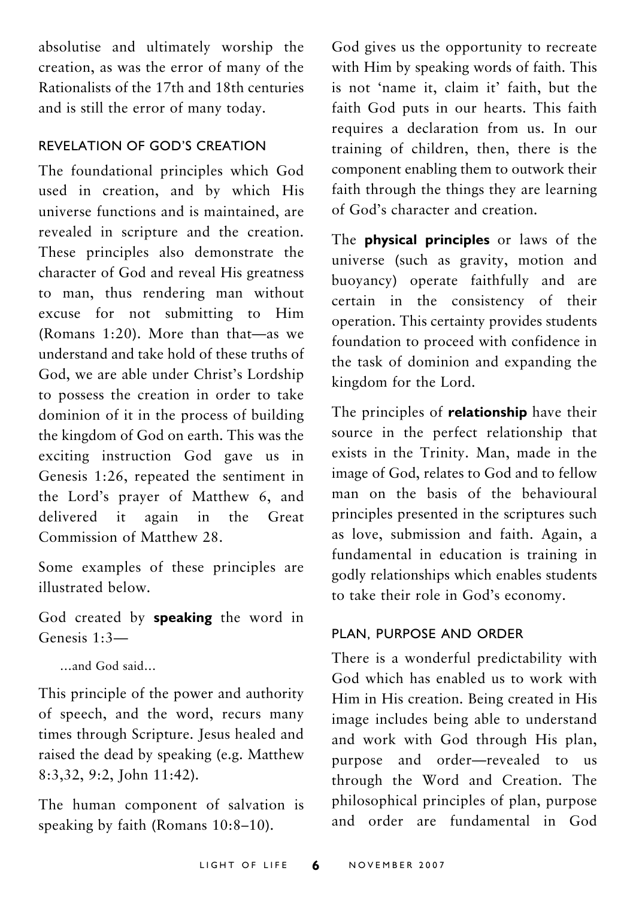absolutise and ultimately worship the creation, as was the error of many of the Rationalists of the 17th and 18th centuries and is still the error of many today.

### REVELATION OF GOD'S CREATION

The foundational principles which God used in creation, and by which His universe functions and is maintained, are revealed in scripture and the creation. These principles also demonstrate the character of God and reveal His greatness to man, thus rendering man without excuse for not submitting to Him (Romans 1:20). More than that—as we understand and take hold of these truths of God, we are able under Christ's Lordship to possess the creation in order to take dominion of it in the process of building the kingdom of God on earth. This was the exciting instruction God gave us in Genesis 1:26, repeated the sentiment in the Lord's prayer of Matthew 6, and delivered it again in the Great Commission of Matthew 28.

Some examples of these principles are illustrated below.

God created by **speaking** the word in Genesis 1:3—

> ...and God said...

This principle of the power and authority of speech, and the word, recurs many times through Scripture. Jesus healed and raised the dead by speaking (e.g. Matthew 8:3,32, 9:2, John 11:42).

The human component of salvation is speaking by faith (Romans 10:8–10).

God gives us the opportunity to recreate with Him by speaking words of faith. This is not 'name it, claim it' faith, but the faith God puts in our hearts. This faith requires a declaration from us. In our training of children, then, there is the component enabling them to outwork their faith through the things they are learning of God's character and creation.

The **physical principles** or laws of the universe (such as gravity, motion and buoyancy) operate faithfully and are certain in the consistency of their operation. This certainty provides students foundation to proceed with confidence in the task of dominion and expanding the kingdom for the Lord.

The principles of **relationship** have their source in the perfect relationship that exists in the Trinity. Man, made in the image of God, relates to God and to fellow man on the basis of the behavioural principles presented in the scriptures such as love, submission and faith. Again, a fundamental in education is training in godly relationships which enables students to take their role in God's economy.

### PLAN, PURPOSE AND ORDER

There is a wonderful predictability with God which has enabled us to work with Him in His creation. Being created in His image includes being able to understand and work with God through His plan, purpose and order—revealed to us through the Word and Creation. The philosophical principles of plan, purpose and order are fundamental in God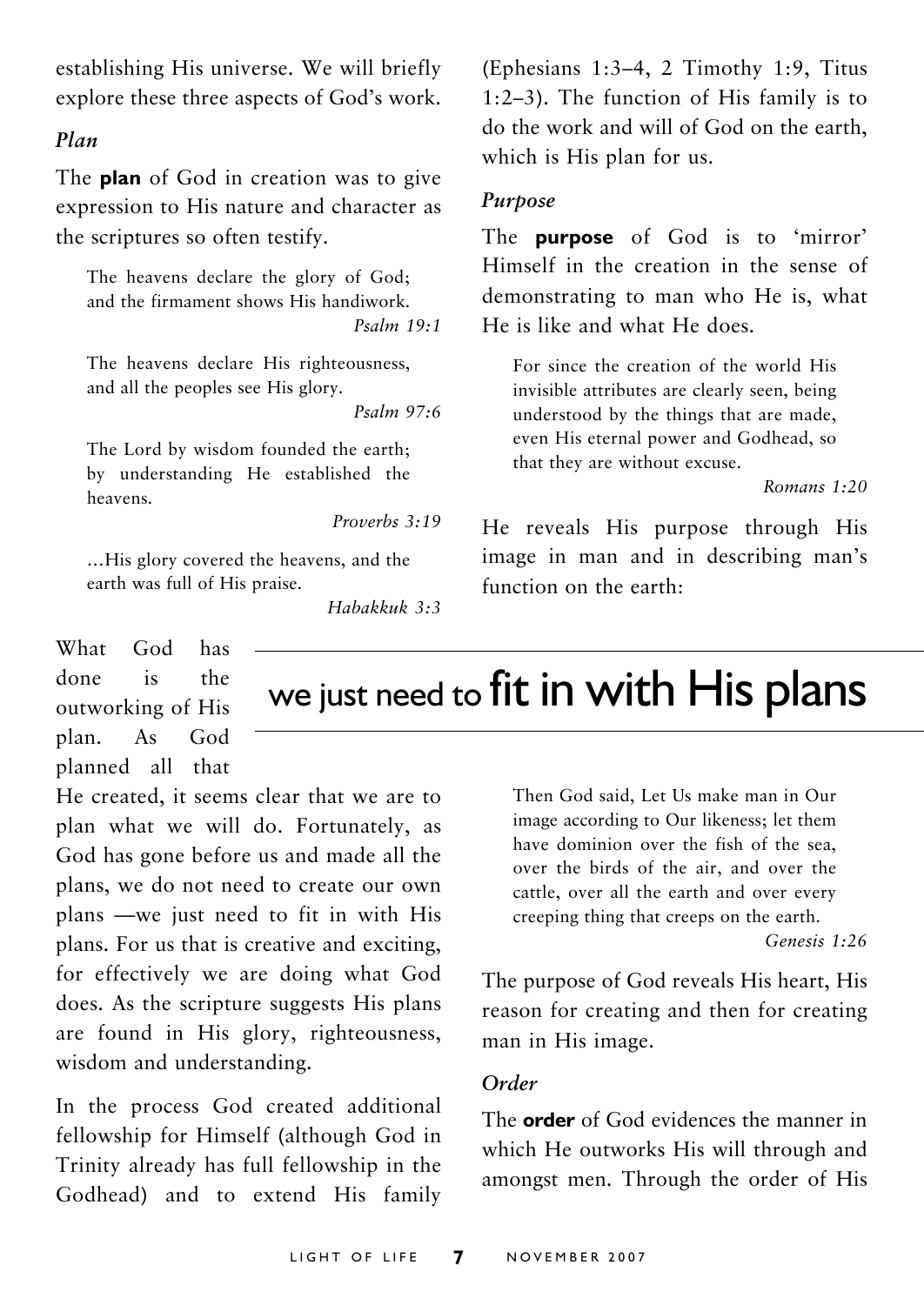establishing His universe. We will briefly explore these three aspects of God's work.

### *Plan*

The **plan** of God in creation was to give expression to His nature and character as the scriptures so often testify.

> The heavens declare the glory of God; and the firmament shows His handiwork.
>
> *Psalm 19:1*

> The heavens declare His righteousness, and all the peoples see His glory.
>
> *Psalm 97:6*

> The Lord by wisdom founded the earth; by understanding He established the heavens.
>
> *Proverbs 3:19*

> ...His glory covered the heavens, and the earth was full of His praise.
>
> *Habakkuk 3:3*

What God has done is the outworking of His plan. As God planned all that He created, it seems clear that we are to plan what we will do. Fortunately, as God has gone before us and made all the plans, we do not need to create our own plans —we just need to fit in with His plans. For us that is creative and exciting, for effectively we are doing what God does. As the scripture suggests His plans are found in His glory, righteousness, wisdom and understanding.

In the process God created additional fellowship for Himself (although God in Trinity already has full fellowship in the Godhead) and to extend His family (Ephesians 1:3–4, 2 Timothy 1:9, Titus 1:2–3). The function of His family is to do the work and will of God on the earth, which is His plan for us.

**we just need to fit in with His plans**

### *Purpose*

The **purpose** of God is to 'mirror' Himself in the creation in the sense of demonstrating to man who He is, what He is like and what He does.

> For since the creation of the world His invisible attributes are clearly seen, being understood by the things that are made, even His eternal power and Godhead, so that they are without excuse.
>
> *Romans 1:20*

He reveals His purpose through His image in man and in describing man's function on the earth:

> Then God said, Let Us make man in Our image according to Our likeness; let them have dominion over the fish of the sea, over the birds of the air, and over the cattle, over all the earth and over every creeping thing that creeps on the earth.
>
> *Genesis 1:26*

The purpose of God reveals His heart, His reason for creating and then for creating man in His image.

### *Order*

The **order** of God evidences the manner in which He outworks His will through and amongst men. Through the order of His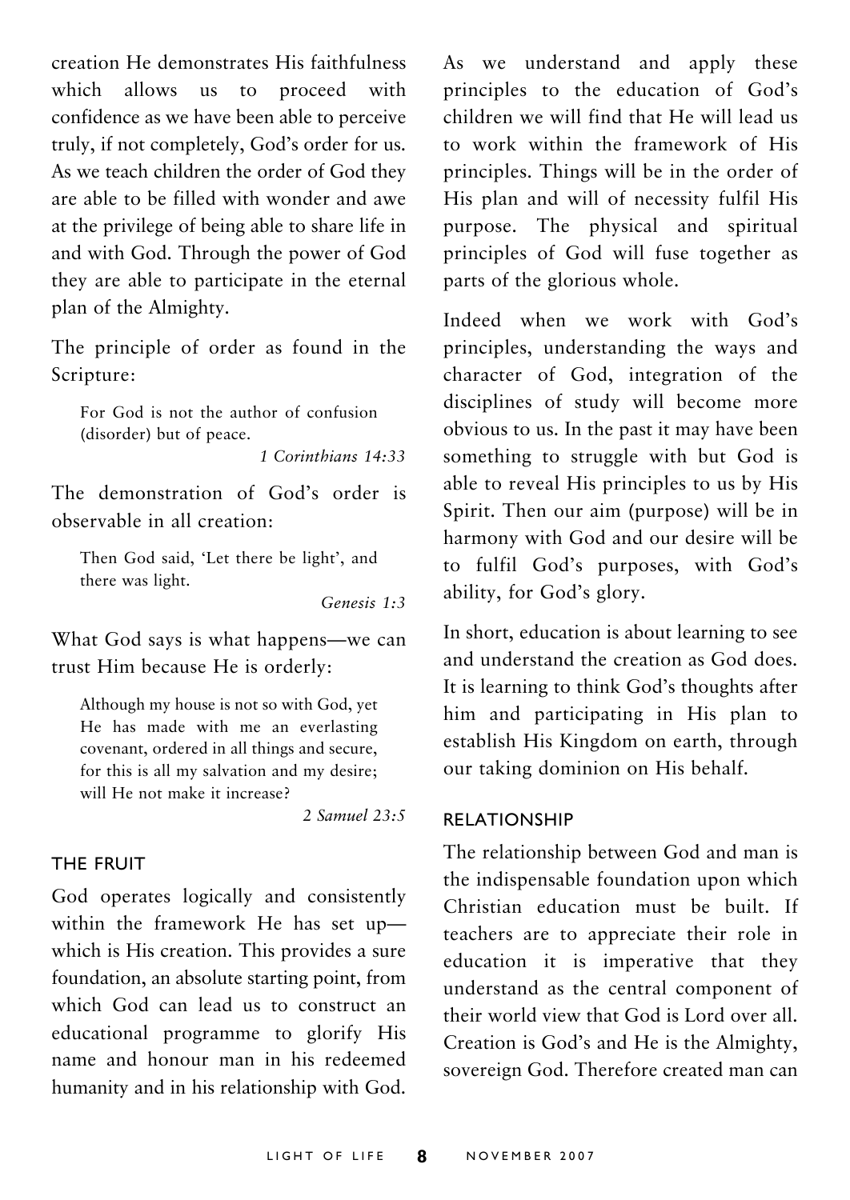creation He demonstrates His faithfulness which allows us to proceed with confidence as we have been able to perceive truly, if not completely, God's order for us. As we teach children the order of God they are able to be filled with wonder and awe at the privilege of being able to share life in and with God. Through the power of God they are able to participate in the eternal plan of the Almighty.

The principle of order as found in the Scripture:

> For God is not the author of confusion (disorder) but of peace.
>
> *1 Corinthians 14:33*

The demonstration of God's order is observable in all creation:

> Then God said, 'Let there be light', and there was light.
>
> *Genesis 1:3*

What God says is what happens—we can trust Him because He is orderly:

> Although my house is not so with God, yet He has made with me an everlasting covenant, ordered in all things and secure, for this is all my salvation and my desire; will He not make it increase?
>
> *2 Samuel 23:5*

## THE FRUIT

God operates logically and consistently within the framework He has set up—which is His creation. This provides a sure foundation, an absolute starting point, from which God can lead us to construct an educational programme to glorify His name and honour man in his redeemed humanity and in his relationship with God.

As we understand and apply these principles to the education of God's children we will find that He will lead us to work within the framework of His principles. Things will be in the order of His plan and will of necessity fulfil His purpose. The physical and spiritual principles of God will fuse together as parts of the glorious whole.

Indeed when we work with God's principles, understanding the ways and character of God, integration of the disciplines of study will become more obvious to us. In the past it may have been something to struggle with but God is able to reveal His principles to us by His Spirit. Then our aim (purpose) will be in harmony with God and our desire will be to fulfil God's purposes, with God's ability, for God's glory.

In short, education is about learning to see and understand the creation as God does. It is learning to think God's thoughts after him and participating in His plan to establish His Kingdom on earth, through our taking dominion on His behalf.

## RELATIONSHIP

The relationship between God and man is the indispensable foundation upon which Christian education must be built. If teachers are to appreciate their role in education it is imperative that they understand as the central component of their world view that God is Lord over all. Creation is God's and He is the Almighty, sovereign God. Therefore created man can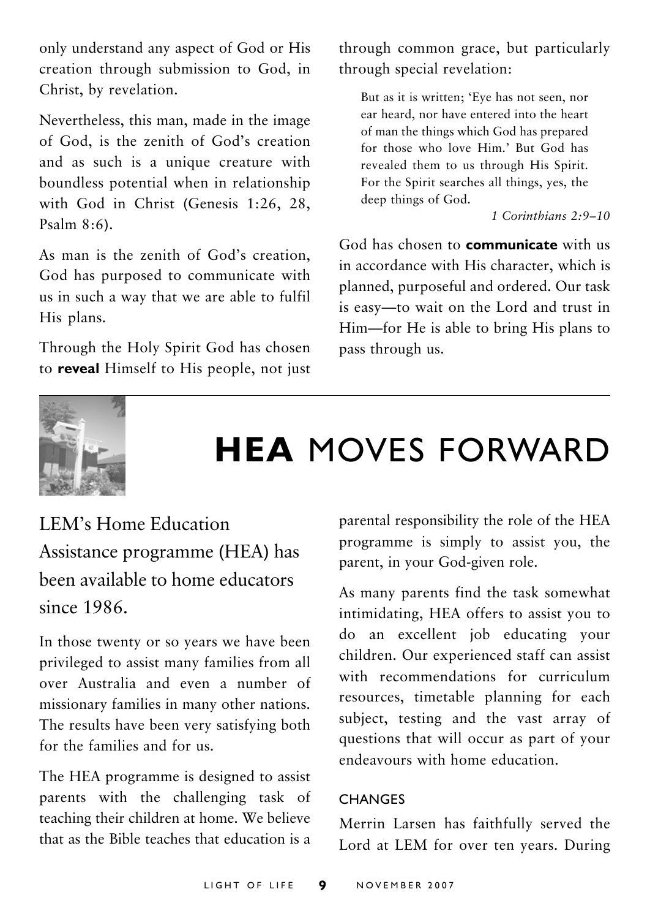only understand any aspect of God or His creation through submission to God, in Christ, by revelation.

Nevertheless, this man, made in the image of God, is the zenith of God's creation and as such is a unique creature with boundless potential when in relationship with God in Christ (Genesis 1:26, 28, Psalm 8:6).

As man is the zenith of God's creation, God has purposed to communicate with us in such a way that we are able to fulfil His plans.

Through the Holy Spirit God has chosen to **reveal** Himself to His people, not just through common grace, but particularly through special revelation:

> But as it is written; 'Eye has not seen, nor ear heard, nor have entered into the heart of man the things which God has prepared for those who love Him.' But God has revealed them to us through His Spirit. For the Spirit searches all things, yes, the deep things of God.
>
> *1 Corinthians 2:9–10*

God has chosen to **communicate** with us in accordance with His character, which is planned, purposeful and ordered. Our task is easy—to wait on the Lord and trust in Him—for He is able to bring His plans to pass through us.

# **HEA** MOVES FORWARD

## LEM's Home Education Assistance programme (HEA) has been available to home educators since 1986.

In those twenty or so years we have been privileged to assist many families from all over Australia and even a number of missionary families in many other nations. The results have been very satisfying both for the families and for us.

The HEA programme is designed to assist parents with the challenging task of teaching their children at home. We believe that as the Bible teaches that education is a parental responsibility the role of the HEA programme is simply to assist you, the parent, in your God-given role.

As many parents find the task somewhat intimidating, HEA offers to assist you to do an excellent job educating your children. Our experienced staff can assist with recommendations for curriculum resources, timetable planning for each subject, testing and the vast array of questions that will occur as part of your endeavours with home education.

### CHANGES

Merrin Larsen has faithfully served the Lord at LEM for over ten years. During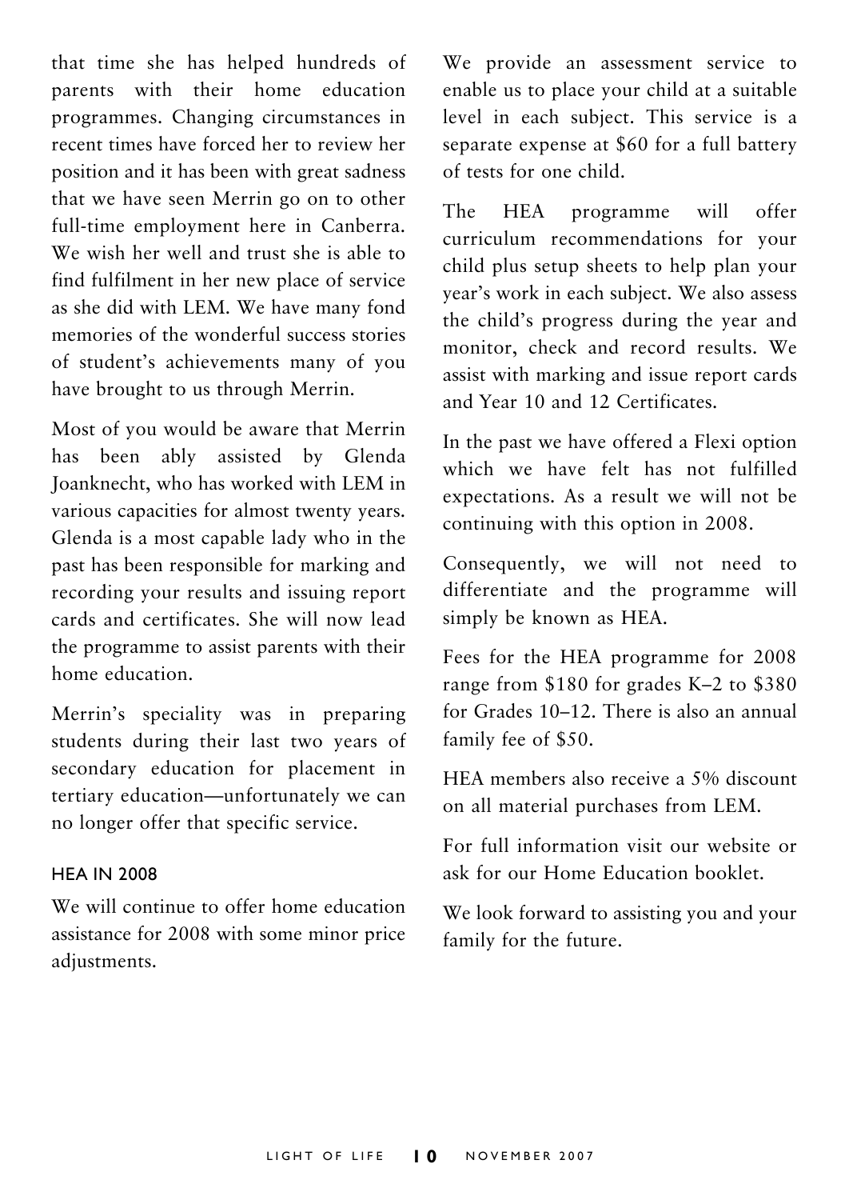that time she has helped hundreds of parents with their home education programmes. Changing circumstances in recent times have forced her to review her position and it has been with great sadness that we have seen Merrin go on to other full-time employment here in Canberra. We wish her well and trust she is able to find fulfilment in her new place of service as she did with LEM. We have many fond memories of the wonderful success stories of student's achievements many of you have brought to us through Merrin.

Most of you would be aware that Merrin has been ably assisted by Glenda Joanknecht, who has worked with LEM in various capacities for almost twenty years. Glenda is a most capable lady who in the past has been responsible for marking and recording your results and issuing report cards and certificates. She will now lead the programme to assist parents with their home education.

Merrin's speciality was in preparing students during their last two years of secondary education for placement in tertiary education—unfortunately we can no longer offer that specific service.

### HEA IN 2008

We will continue to offer home education assistance for 2008 with some minor price adjustments.

We provide an assessment service to enable us to place your child at a suitable level in each subject. This service is a separate expense at $60 for a full battery of tests for one child.

The HEA programme will offer curriculum recommendations for your child plus setup sheets to help plan your year's work in each subject. We also assess the child's progress during the year and monitor, check and record results. We assist with marking and issue report cards and Year 10 and 12 Certificates.

In the past we have offered a Flexi option which we have felt has not fulfilled expectations. As a result we will not be continuing with this option in 2008.

Consequently, we will not need to differentiate and the programme will simply be known as HEA.

Fees for the HEA programme for 2008 range from $180 for grades K–2 to $380 for Grades 10–12. There is also an annual family fee of $50.

HEA members also receive a 5% discount on all material purchases from LEM.

For full information visit our website or ask for our Home Education booklet.

We look forward to assisting you and your family for the future.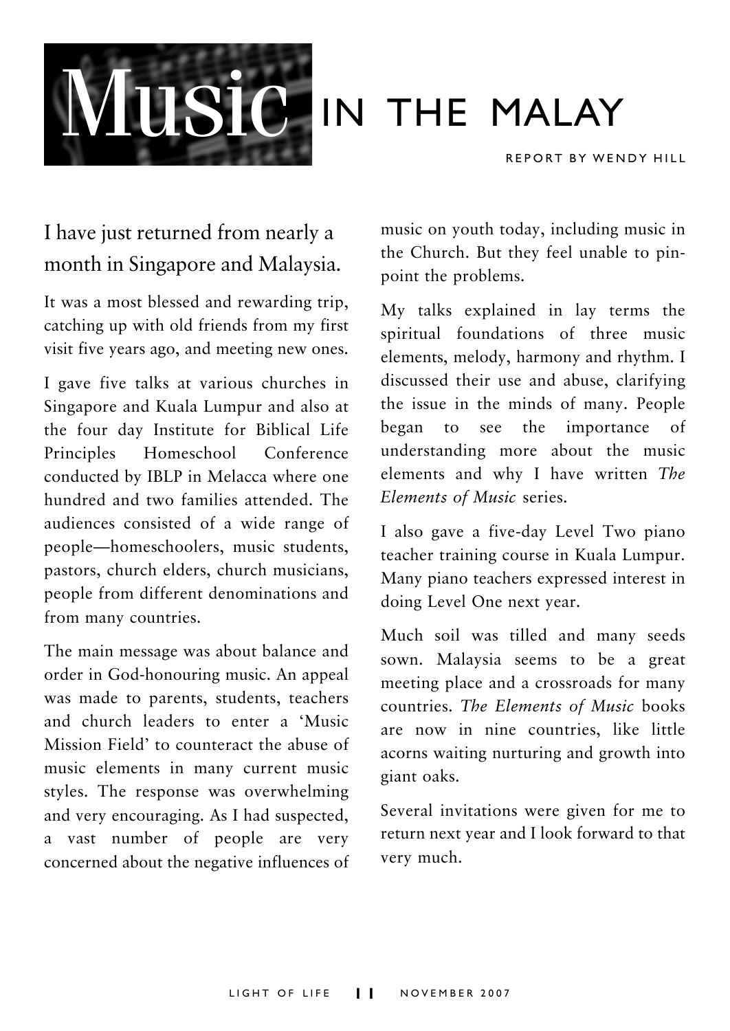# Music IN THE MALAY

REPORT BY WENDY HILL

I have just returned from nearly a month in Singapore and Malaysia.

It was a most blessed and rewarding trip, catching up with old friends from my first visit five years ago, and meeting new ones.

I gave five talks at various churches in Singapore and Kuala Lumpur and also at the four day Institute for Biblical Life Principles Homeschool Conference conducted by IBLP in Melacca where one hundred and two families attended. The audiences consisted of a wide range of people—homeschoolers, music students, pastors, church elders, church musicians, people from different denominations and from many countries.

The main message was about balance and order in God-honouring music. An appeal was made to parents, students, teachers and church leaders to enter a 'Music Mission Field' to counteract the abuse of music elements in many current music styles. The response was overwhelming and very encouraging. As I had suspected, a vast number of people are very concerned about the negative influences of music on youth today, including music in the Church. But they feel unable to pin-point the problems.

My talks explained in lay terms the spiritual foundations of three music elements, melody, harmony and rhythm. I discussed their use and abuse, clarifying the issue in the minds of many. People began to see the importance of understanding more about the music elements and why I have written *The Elements of Music* series.

I also gave a five-day Level Two piano teacher training course in Kuala Lumpur. Many piano teachers expressed interest in doing Level One next year.

Much soil was tilled and many seeds sown. Malaysia seems to be a great meeting place and a crossroads for many countries. *The Elements of Music* books are now in nine countries, like little acorns waiting nurturing and growth into giant oaks.

Several invitations were given for me to return next year and I look forward to that very much.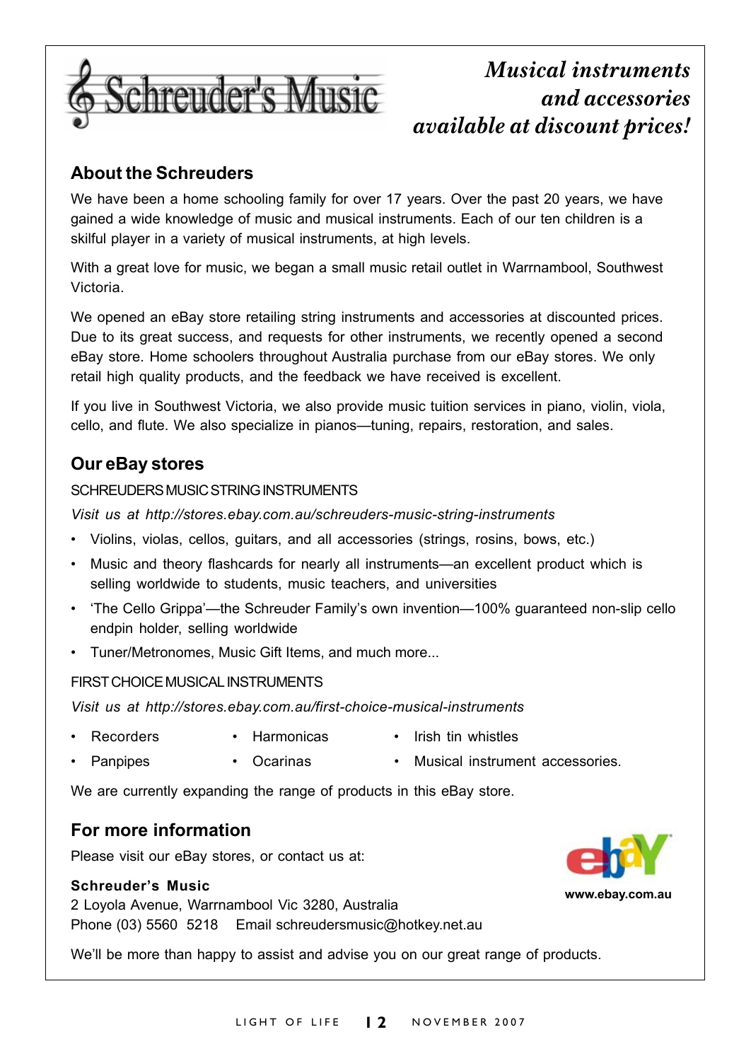# Schreuder's Music

*Musical instruments and accessories available at discount prices!*

## About the Schreuders

We have been a home schooling family for over 17 years. Over the past 20 years, we have gained a wide knowledge of music and musical instruments. Each of our ten children is a skilful player in a variety of musical instruments, at high levels.

With a great love for music, we began a small music retail outlet in Warrnambool, Southwest Victoria.

We opened an eBay store retailing string instruments and accessories at discounted prices. Due to its great success, and requests for other instruments, we recently opened a second eBay store. Home schoolers throughout Australia purchase from our eBay stores. We only retail high quality products, and the feedback we have received is excellent.

If you live in Southwest Victoria, we also provide music tuition services in piano, violin, viola, cello, and flute. We also specialize in pianos—tuning, repairs, restoration, and sales.

## Our eBay stores

SCHREUDERS MUSIC STRING INSTRUMENTS

*Visit us at http://stores.ebay.com.au/schreuders-music-string-instruments*

- Violins, violas, cellos, guitars, and all accessories (strings, rosins, bows, etc.)
- Music and theory flashcards for nearly all instruments—an excellent product which is selling worldwide to students, music teachers, and universities
- 'The Cello Grippa'—the Schreuder Family's own invention—100% guaranteed non-slip cello endpin holder, selling worldwide
- Tuner/Metronomes, Music Gift Items, and much more...

FIRST CHOICE MUSICAL INSTRUMENTS

*Visit us at http://stores.ebay.com.au/first-choice-musical-instruments*

- Recorders
- Harmonicas
- Irish tin whistles
- Panpipes
- Ocarinas
- Musical instrument accessories.

We are currently expanding the range of products in this eBay store.

## For more information

Please visit our eBay stores, or contact us at:

**Schreuder's Music**
2 Loyola Avenue, Warrnambool Vic 3280, Australia
Phone (03) 5560 5218  Email schreudersmusic@hotkey.net.au

**www.ebay.com.au**

We'll be more than happy to assist and advise you on our great range of products.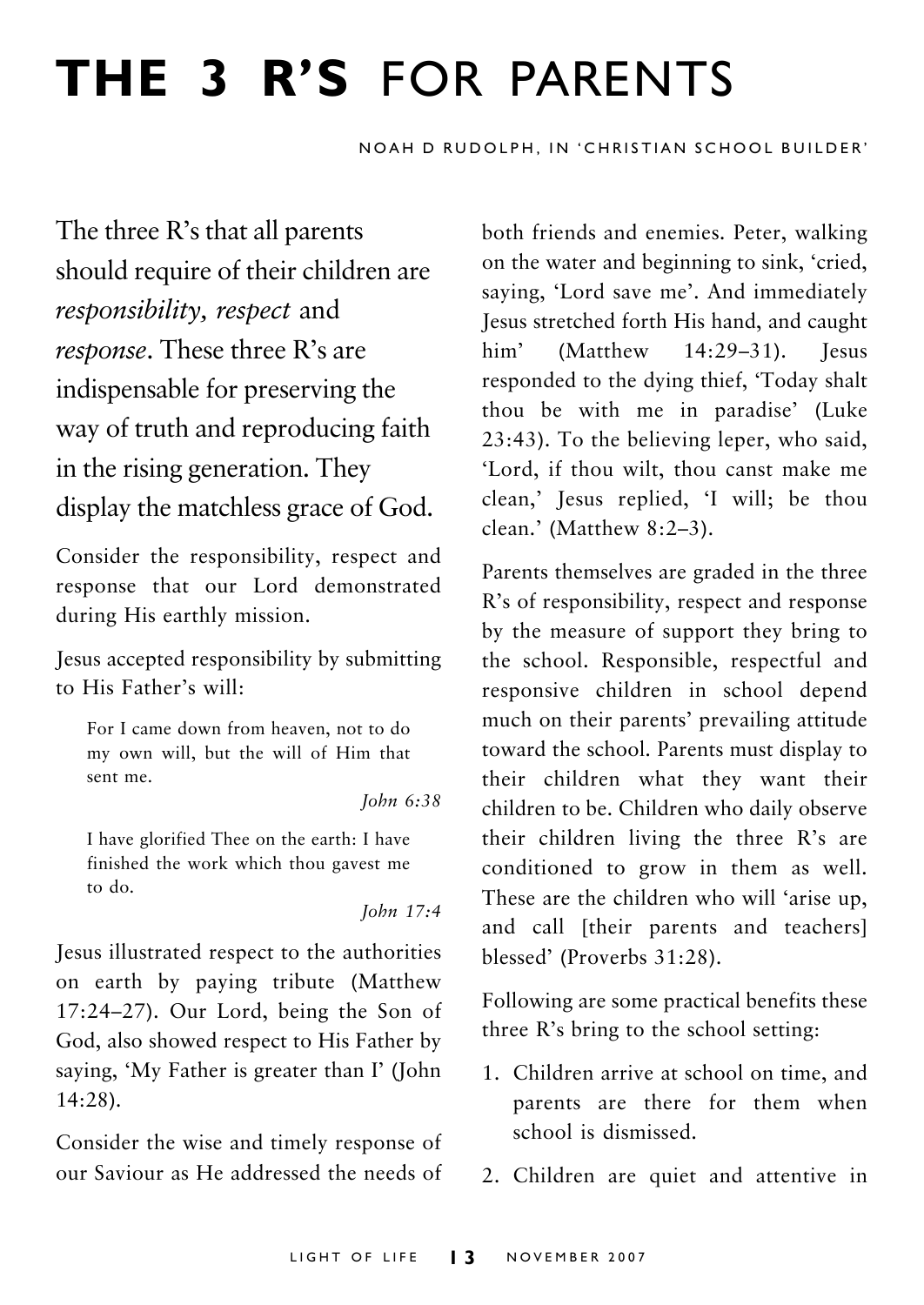# **THE 3 R'S** FOR PARENTS

NOAH D RUDOLPH, IN 'CHRISTIAN SCHOOL BUILDER'

The three R's that all parents should require of their children are *responsibility, respect* and *response*. These three R's are indispensable for preserving the way of truth and reproducing faith in the rising generation. They display the matchless grace of God.

Consider the responsibility, respect and response that our Lord demonstrated during His earthly mission.

Jesus accepted responsibility by submitting to His Father's will:

> For I came down from heaven, not to do my own will, but the will of Him that sent me.
>
> *John 6:38*

> I have glorified Thee on the earth: I have finished the work which thou gavest me to do.
>
> *John 17:4*

Jesus illustrated respect to the authorities on earth by paying tribute (Matthew 17:24–27). Our Lord, being the Son of God, also showed respect to His Father by saying, 'My Father is greater than I' (John 14:28).

Consider the wise and timely response of our Saviour as He addressed the needs of both friends and enemies. Peter, walking on the water and beginning to sink, 'cried, saying, 'Lord save me'. And immediately Jesus stretched forth His hand, and caught him' (Matthew 14:29–31). Jesus responded to the dying thief, 'Today shalt thou be with me in paradise' (Luke 23:43). To the believing leper, who said, 'Lord, if thou wilt, thou canst make me clean,' Jesus replied, 'I will; be thou clean.' (Matthew 8:2–3).

Parents themselves are graded in the three R's of responsibility, respect and response by the measure of support they bring to the school. Responsible, respectful and responsive children in school depend much on their parents' prevailing attitude toward the school. Parents must display to their children what they want their children to be. Children who daily observe their children living the three R's are conditioned to grow in them as well. These are the children who will 'arise up, and call [their parents and teachers] blessed' (Proverbs 31:28).

Following are some practical benefits these three R's bring to the school setting:

1. Children arrive at school on time, and parents are there for them when school is dismissed.
2. Children are quiet and attentive in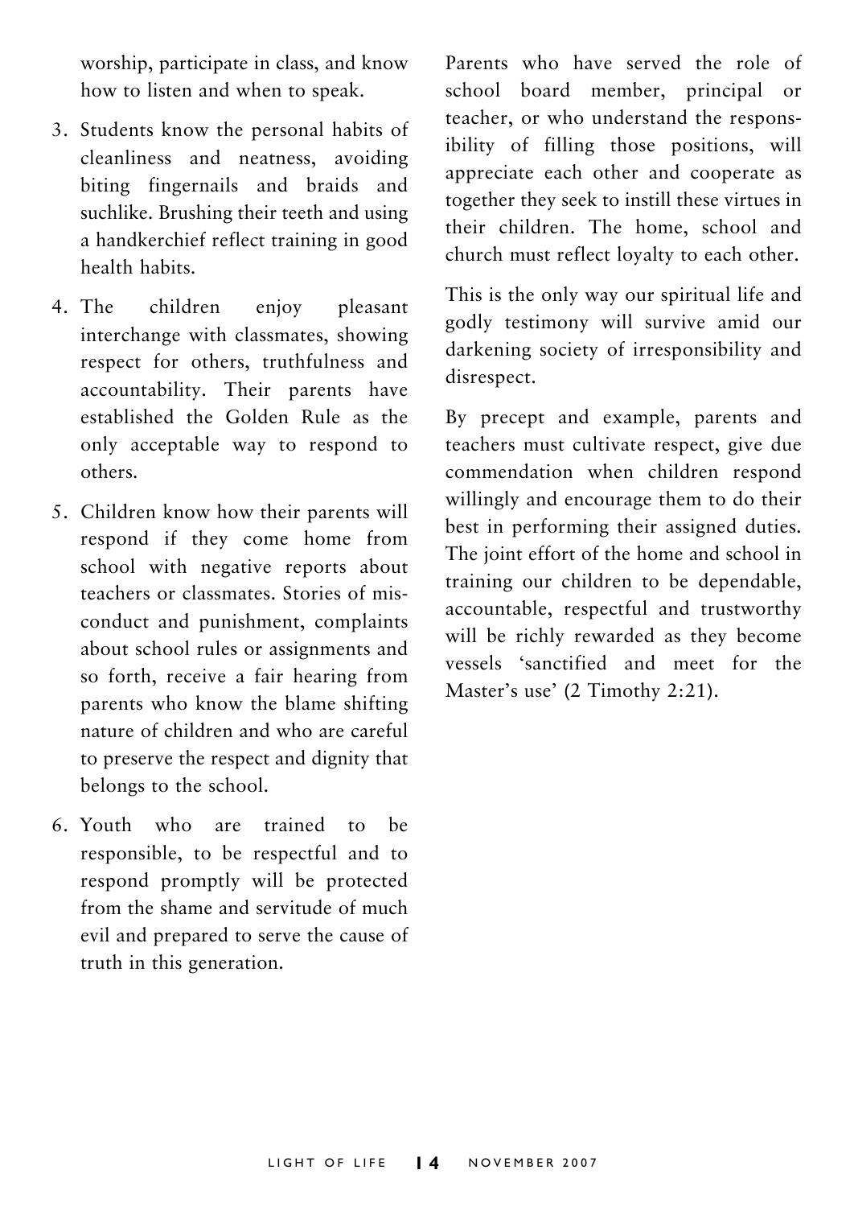worship, participate in class, and know how to listen and when to speak.

3. Students know the personal habits of cleanliness and neatness, avoiding biting fingernails and braids and suchlike. Brushing their teeth and using a handkerchief reflect training in good health habits.

4. The children enjoy pleasant interchange with classmates, showing respect for others, truthfulness and accountability. Their parents have established the Golden Rule as the only acceptable way to respond to others.

5. Children know how their parents will respond if they come home from school with negative reports about teachers or classmates. Stories of misconduct and punishment, complaints about school rules or assignments and so forth, receive a fair hearing from parents who know the blame shifting nature of children and who are careful to preserve the respect and dignity that belongs to the school.

6. Youth who are trained to be responsible, to be respectful and to respond promptly will be protected from the shame and servitude of much evil and prepared to serve the cause of truth in this generation.

Parents who have served the role of school board member, principal or teacher, or who understand the responsibility of filling those positions, will appreciate each other and cooperate as together they seek to instill these virtues in their children. The home, school and church must reflect loyalty to each other.

This is the only way our spiritual life and godly testimony will survive amid our darkening society of irresponsibility and disrespect.

By precept and example, parents and teachers must cultivate respect, give due commendation when children respond willingly and encourage them to do their best in performing their assigned duties. The joint effort of the home and school in training our children to be dependable, accountable, respectful and trustworthy will be richly rewarded as they become vessels 'sanctified and meet for the Master's use' (2 Timothy 2:21).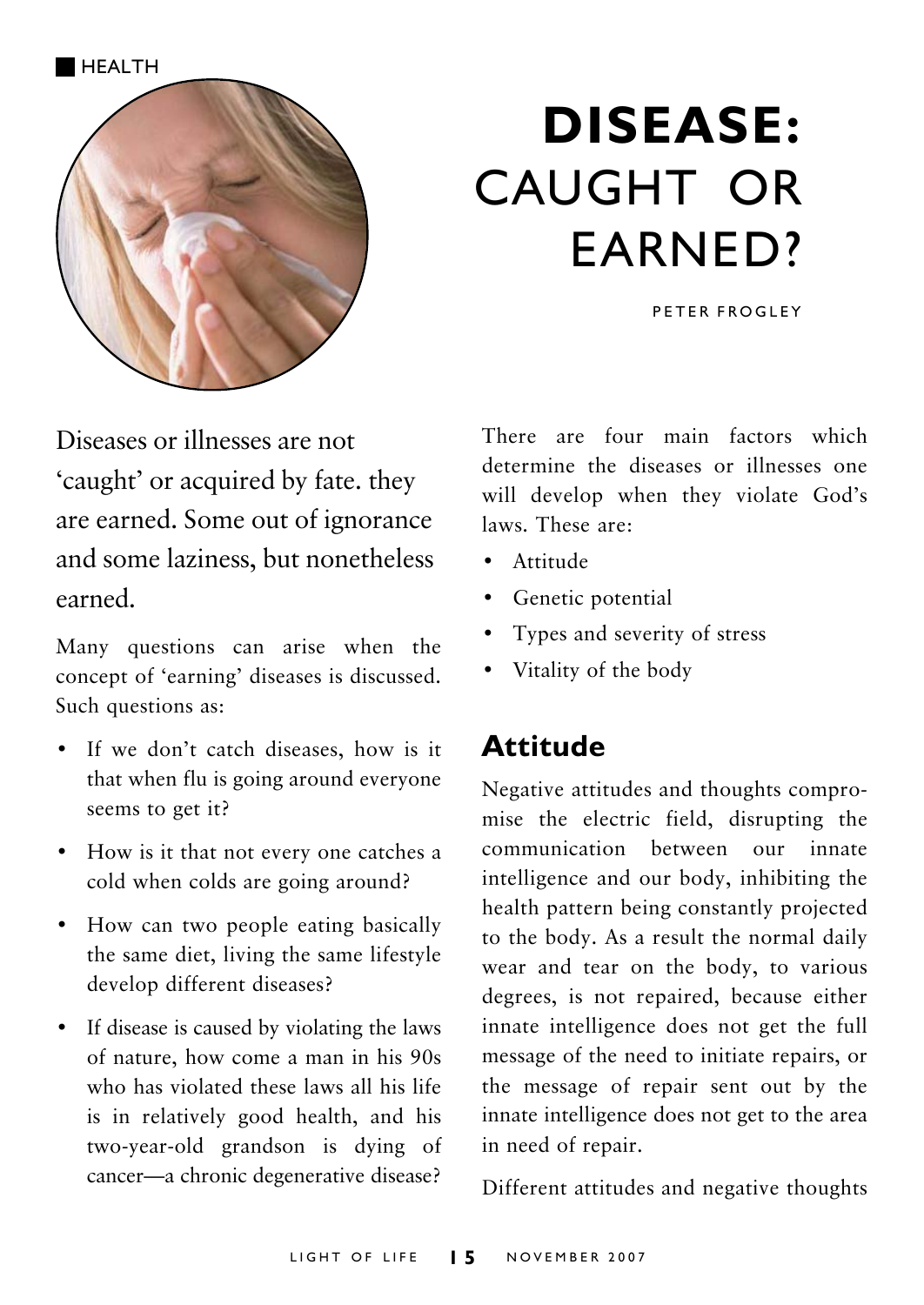HEALTH

# DISEASE: CAUGHT OR EARNED?

PETER FROGLEY

Diseases or illnesses are not 'caught' or acquired by fate. they are earned. Some out of ignorance and some laziness, but nonetheless earned.

Many questions can arise when the concept of 'earning' diseases is discussed. Such questions as:

- If we don't catch diseases, how is it that when flu is going around everyone seems to get it?
- How is it that not every one catches a cold when colds are going around?
- How can two people eating basically the same diet, living the same lifestyle develop different diseases?
- If disease is caused by violating the laws of nature, how come a man in his 90s who has violated these laws all his life is in relatively good health, and his two-year-old grandson is dying of cancer—a chronic degenerative disease?

There are four main factors which determine the diseases or illnesses one will develop when they violate God's laws. These are:

- Attitude
- Genetic potential
- Types and severity of stress
- Vitality of the body

## Attitude

Negative attitudes and thoughts compromise the electric field, disrupting the communication between our innate intelligence and our body, inhibiting the health pattern being constantly projected to the body. As a result the normal daily wear and tear on the body, to various degrees, is not repaired, because either innate intelligence does not get the full message of the need to initiate repairs, or the message of repair sent out by the innate intelligence does not get to the area in need of repair.

Different attitudes and negative thoughts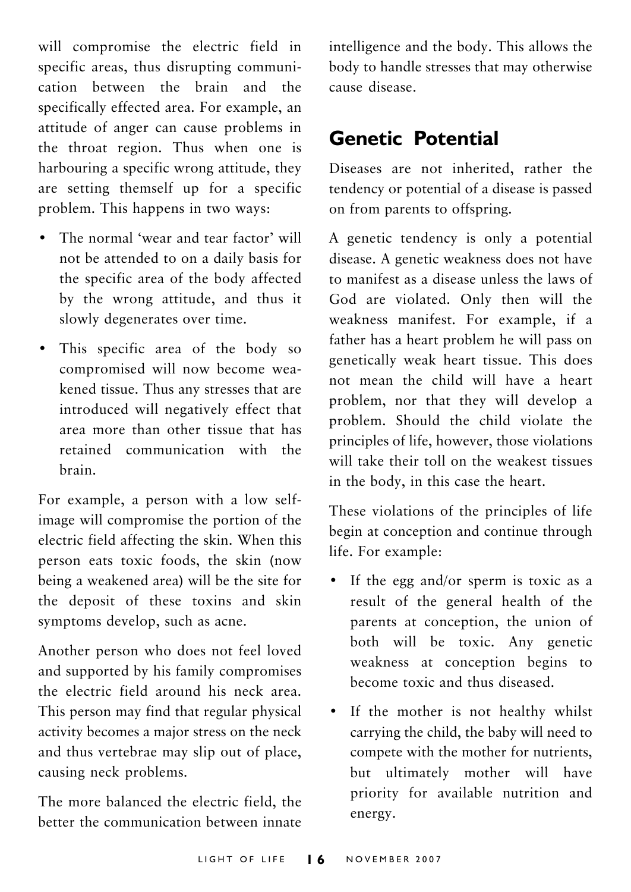will compromise the electric field in specific areas, thus disrupting communication between the brain and the specifically effected area. For example, an attitude of anger can cause problems in the throat region. Thus when one is harbouring a specific wrong attitude, they are setting themself up for a specific problem. This happens in two ways:

- The normal 'wear and tear factor' will not be attended to on a daily basis for the specific area of the body affected by the wrong attitude, and thus it slowly degenerates over time.
- This specific area of the body so compromised will now become weakened tissue. Thus any stresses that are introduced will negatively effect that area more than other tissue that has retained communication with the brain.

For example, a person with a low self-image will compromise the portion of the electric field affecting the skin. When this person eats toxic foods, the skin (now being a weakened area) will be the site for the deposit of these toxins and skin symptoms develop, such as acne.

Another person who does not feel loved and supported by his family compromises the electric field around his neck area. This person may find that regular physical activity becomes a major stress on the neck and thus vertebrae may slip out of place, causing neck problems.

The more balanced the electric field, the better the communication between innate intelligence and the body. This allows the body to handle stresses that may otherwise cause disease.

## Genetic Potential

Diseases are not inherited, rather the tendency or potential of a disease is passed on from parents to offspring.

A genetic tendency is only a potential disease. A genetic weakness does not have to manifest as a disease unless the laws of God are violated. Only then will the weakness manifest. For example, if a father has a heart problem he will pass on genetically weak heart tissue. This does not mean the child will have a heart problem, nor that they will develop a problem. Should the child violate the principles of life, however, those violations will take their toll on the weakest tissues in the body, in this case the heart.

These violations of the principles of life begin at conception and continue through life. For example:

- If the egg and/or sperm is toxic as a result of the general health of the parents at conception, the union of both will be toxic. Any genetic weakness at conception begins to become toxic and thus diseased.
- If the mother is not healthy whilst carrying the child, the baby will need to compete with the mother for nutrients, but ultimately mother will have priority for available nutrition and energy.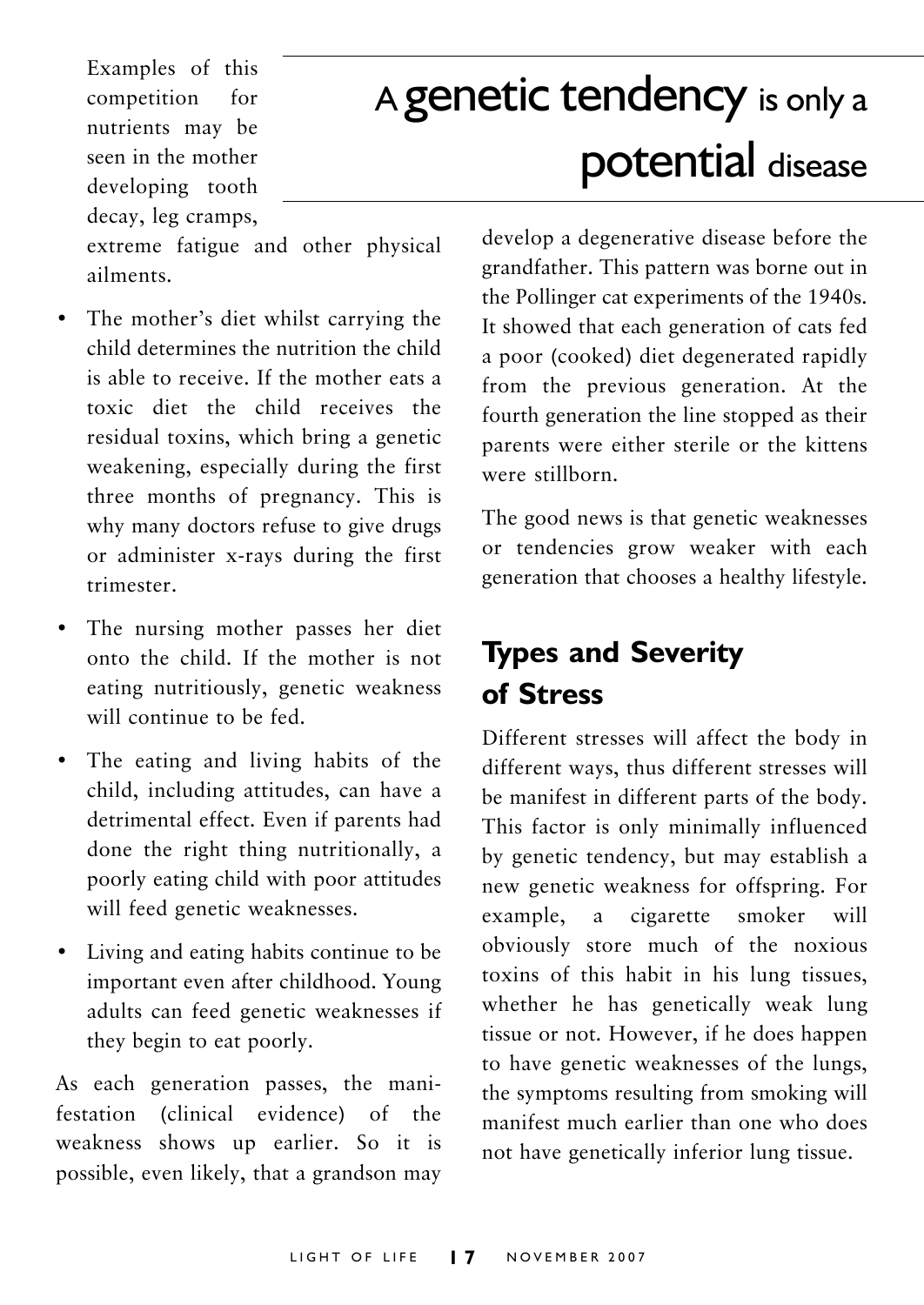Examples of this competition for nutrients may be seen in the mother developing tooth decay, leg cramps, extreme fatigue and other physical ailments.

> A **genetic tendency** is only a **potential** disease

- The mother's diet whilst carrying the child determines the nutrition the child is able to receive. If the mother eats a toxic diet the child receives the residual toxins, which bring a genetic weakening, especially during the first three months of pregnancy. This is why many doctors refuse to give drugs or administer x-rays during the first trimester.
- The nursing mother passes her diet onto the child. If the mother is not eating nutritiously, genetic weakness will continue to be fed.
- The eating and living habits of the child, including attitudes, can have a detrimental effect. Even if parents had done the right thing nutritionally, a poorly eating child with poor attitudes will feed genetic weaknesses.
- Living and eating habits continue to be important even after childhood. Young adults can feed genetic weaknesses if they begin to eat poorly.

As each generation passes, the manifestation (clinical evidence) of the weakness shows up earlier. So it is possible, even likely, that a grandson may develop a degenerative disease before the grandfather. This pattern was borne out in the Pollinger cat experiments of the 1940s. It showed that each generation of cats fed a poor (cooked) diet degenerated rapidly from the previous generation. At the fourth generation the line stopped as their parents were either sterile or the kittens were stillborn.

The good news is that genetic weaknesses or tendencies grow weaker with each generation that chooses a healthy lifestyle.

## Types and Severity of Stress

Different stresses will affect the body in different ways, thus different stresses will be manifest in different parts of the body. This factor is only minimally influenced by genetic tendency, but may establish a new genetic weakness for offspring. For example, a cigarette smoker will obviously store much of the noxious toxins of this habit in his lung tissues, whether he has genetically weak lung tissue or not. However, if he does happen to have genetic weaknesses of the lungs, the symptoms resulting from smoking will manifest much earlier than one who does not have genetically inferior lung tissue.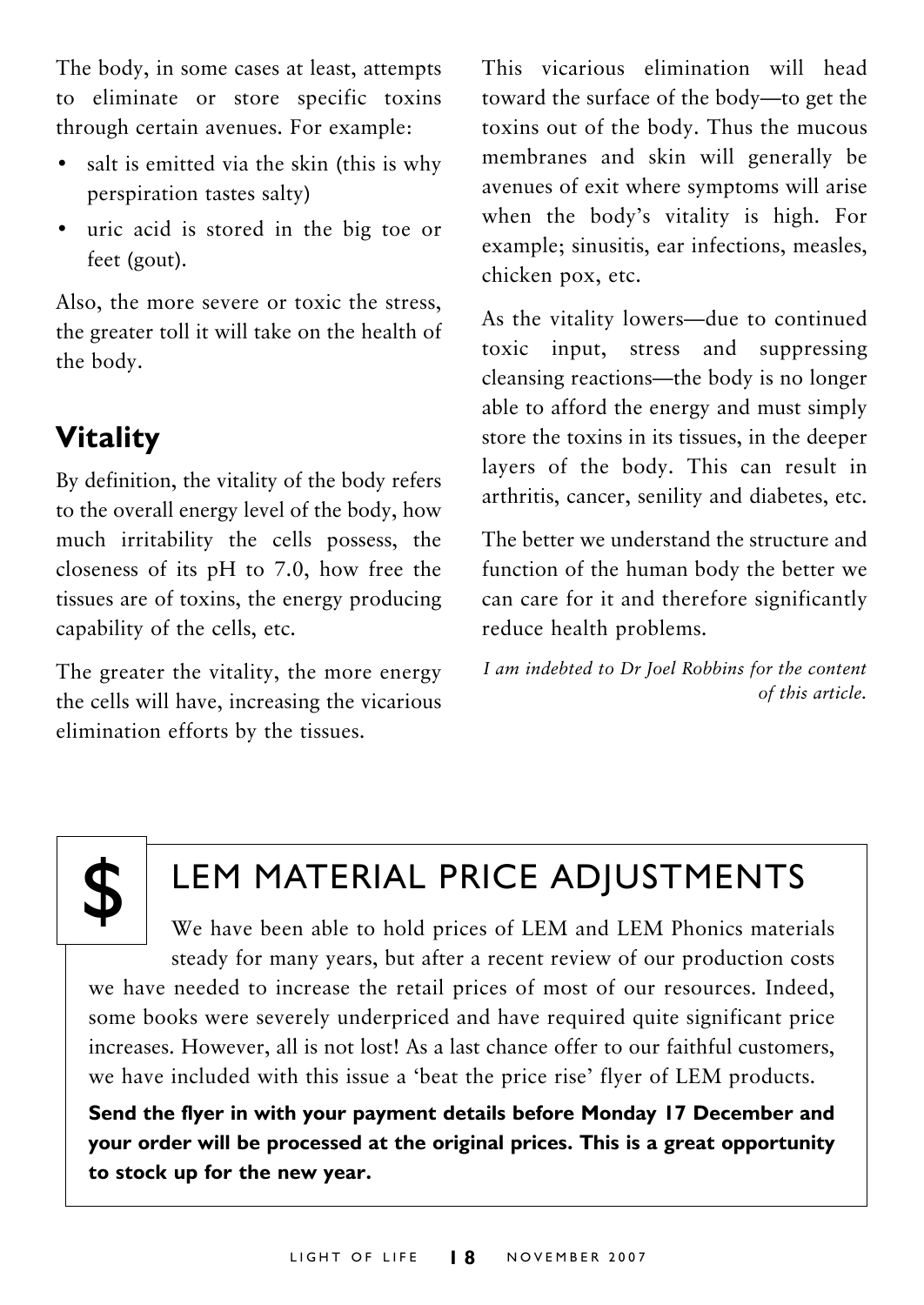The body, in some cases at least, attempts to eliminate or store specific toxins through certain avenues. For example:

- salt is emitted via the skin (this is why perspiration tastes salty)
- uric acid is stored in the big toe or feet (gout).

Also, the more severe or toxic the stress, the greater toll it will take on the health of the body.

## Vitality

By definition, the vitality of the body refers to the overall energy level of the body, how much irritability the cells possess, the closeness of its pH to 7.0, how free the tissues are of toxins, the energy producing capability of the cells, etc.

The greater the vitality, the more energy the cells will have, increasing the vicarious elimination efforts by the tissues.

This vicarious elimination will head toward the surface of the body—to get the toxins out of the body. Thus the mucous membranes and skin will generally be avenues of exit where symptoms will arise when the body's vitality is high. For example; sinusitis, ear infections, measles, chicken pox, etc.

As the vitality lowers—due to continued toxic input, stress and suppressing cleansing reactions—the body is no longer able to afford the energy and must simply store the toxins in its tissues, in the deeper layers of the body. This can result in arthritis, cancer, senility and diabetes, etc.

The better we understand the structure and function of the human body the better we can care for it and therefore significantly reduce health problems.

*I am indebted to Dr Joel Robbins for the content of this article.*

## $ LEM MATERIAL PRICE ADJUSTMENTS

We have been able to hold prices of LEM and LEM Phonics materials steady for many years, but after a recent review of our production costs we have needed to increase the retail prices of most of our resources. Indeed, some books were severely underpriced and have required quite significant price increases. However, all is not lost! As a last chance offer to our faithful customers, we have included with this issue a 'beat the price rise' flyer of LEM products.

**Send the flyer in with your payment details before Monday 17 December and your order will be processed at the original prices. This is a great opportunity to stock up for the new year.**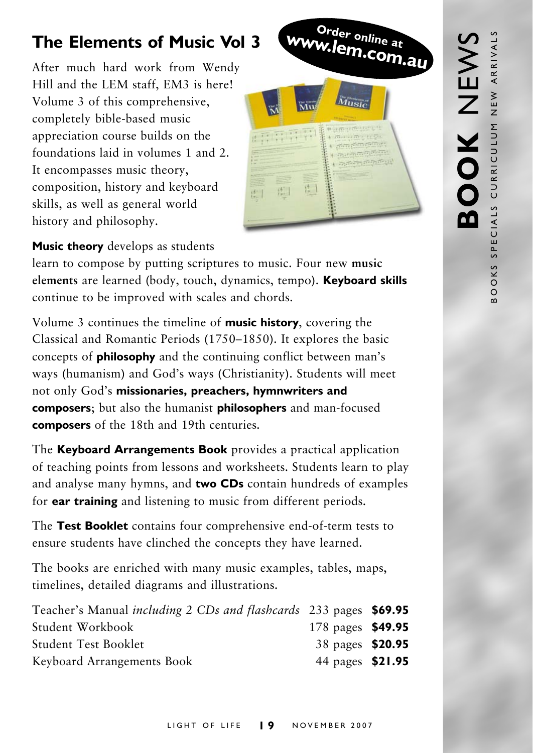# The Elements of Music Vol 3

**Order online at www.lem.com.au**

After much hard work from Wendy Hill and the LEM staff, EM3 is here! Volume 3 of this comprehensive, completely bible-based music appreciation course builds on the foundations laid in volumes 1 and 2. It encompasses music theory, composition, history and keyboard skills, as well as general world history and philosophy.

**Music theory** develops as students learn to compose by putting scriptures to music. Four new **music elements** are learned (body, touch, dynamics, tempo). **Keyboard skills** continue to be improved with scales and chords.

Volume 3 continues the timeline of **music history**, covering the Classical and Romantic Periods (1750–1850). It explores the basic concepts of **philosophy** and the continuing conflict between man's ways (humanism) and God's ways (Christianity). Students will meet not only God's **missionaries, preachers, hymnwriters and composers**; but also the humanist **philosophers** and man-focused **composers** of the 18th and 19th centuries.

The **Keyboard Arrangements Book** provides a practical application of teaching points from lessons and worksheets. Students learn to play and analyse many hymns, and **two CDs** contain hundreds of examples for **ear training** and listening to music from different periods.

The **Test Booklet** contains four comprehensive end-of-term tests to ensure students have clinched the concepts they have learned.

The books are enriched with many music examples, tables, maps, timelines, detailed diagrams and illustrations.

| | | |
|---|---|---|
| Teacher's Manual *including 2 CDs and flashcards* | 233 pages | **$69.95** |
| Student Workbook | 178 pages | **$49.95** |
| Student Test Booklet | 38 pages | **$20.95** |
| Keyboard Arrangements Book | 44 pages | **$21.95** |

**BOOK** NEWS

BOOKS SPECIALS CURRICULUM NEW ARRIVALS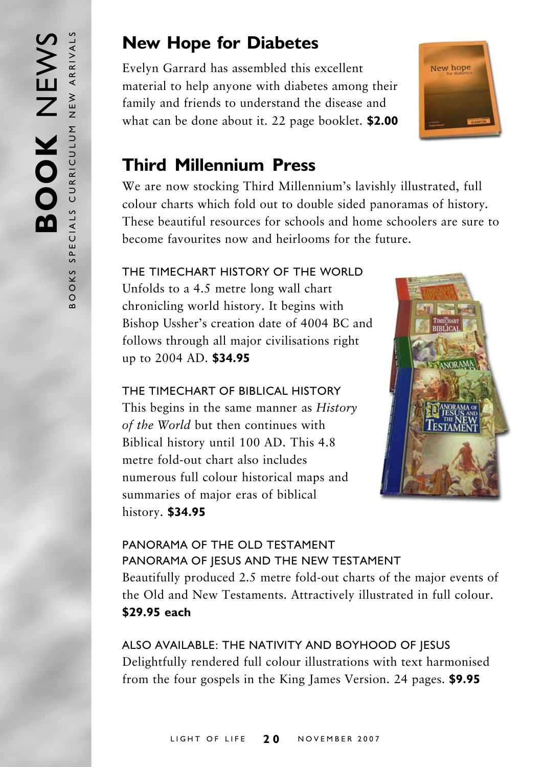## New Hope for Diabetes

Evelyn Garrard has assembled this excellent material to help anyone with diabetes among their family and friends to understand the disease and what can be done about it. 22 page booklet. **$2.00**

## Third Millennium Press

We are now stocking Third Millennium's lavishly illustrated, full colour charts which fold out to double sided panoramas of history. These beautiful resources for schools and home schoolers are sure to become favourites now and heirlooms for the future.

THE TIMECHART HISTORY OF THE WORLD
Unfolds to a 4.5 metre long wall chart chronicling world history. It begins with Bishop Ussher's creation date of 4004 BC and follows through all major civilisations right up to 2004 AD. **$34.95**

THE TIMECHART OF BIBLICAL HISTORY
This begins in the same manner as *History of the World* but then continues with Biblical history until 100 AD. This 4.8 metre fold-out chart also includes numerous full colour historical maps and summaries of major eras of biblical history. **$34.95**

PANORAMA OF THE OLD TESTAMENT
PANORAMA OF JESUS AND THE NEW TESTAMENT
Beautifully produced 2.5 metre fold-out charts of the major events of the Old and New Testaments. Attractively illustrated in full colour. **$29.95 each**

ALSO AVAILABLE: THE NATIVITY AND BOYHOOD OF JESUS
Delightfully rendered full colour illustrations with text harmonised from the four gospels in the King James Version. 24 pages. **$9.95**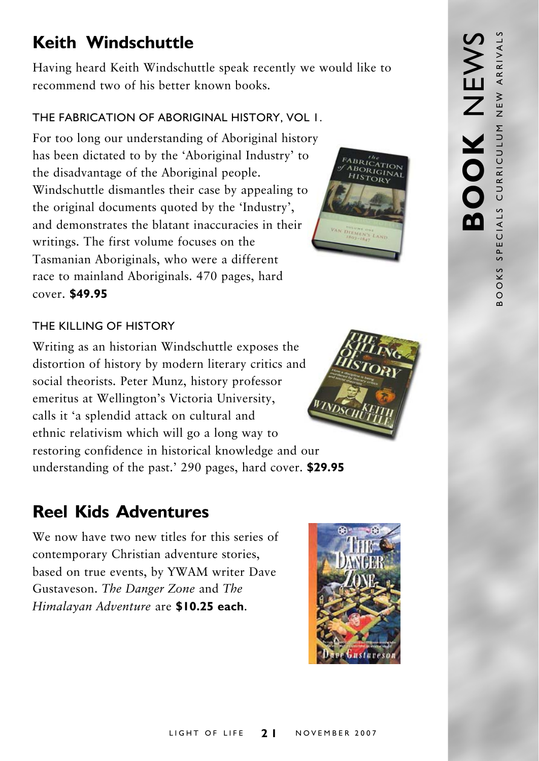## Keith Windschuttle

Having heard Keith Windschuttle speak recently we would like to recommend two of his better known books.

### THE FABRICATION OF ABORIGINAL HISTORY, VOL 1.

For too long our understanding of Aboriginal history has been dictated to by the 'Aboriginal Industry' to the disadvantage of the Aboriginal people. Windschuttle dismantles their case by appealing to the original documents quoted by the 'Industry', and demonstrates the blatant inaccuracies in their writings. The first volume focuses on the Tasmanian Aboriginals, who were a different race to mainland Aboriginals. 470 pages, hard cover. **$49.95**

### THE KILLING OF HISTORY

Writing as an historian Windschuttle exposes the distortion of history by modern literary critics and social theorists. Peter Munz, history professor emeritus at Wellington's Victoria University, calls it 'a splendid attack on cultural and ethnic relativism which will go a long way to restoring confidence in historical knowledge and our understanding of the past.' 290 pages, hard cover. **$29.95**

## Reel Kids Adventures

We now have two new titles for this series of contemporary Christian adventure stories, based on true events, by YWAM writer Dave Gustaveson. *The Danger Zone* and *The Himalayan Adventure* are **$10.25 each**.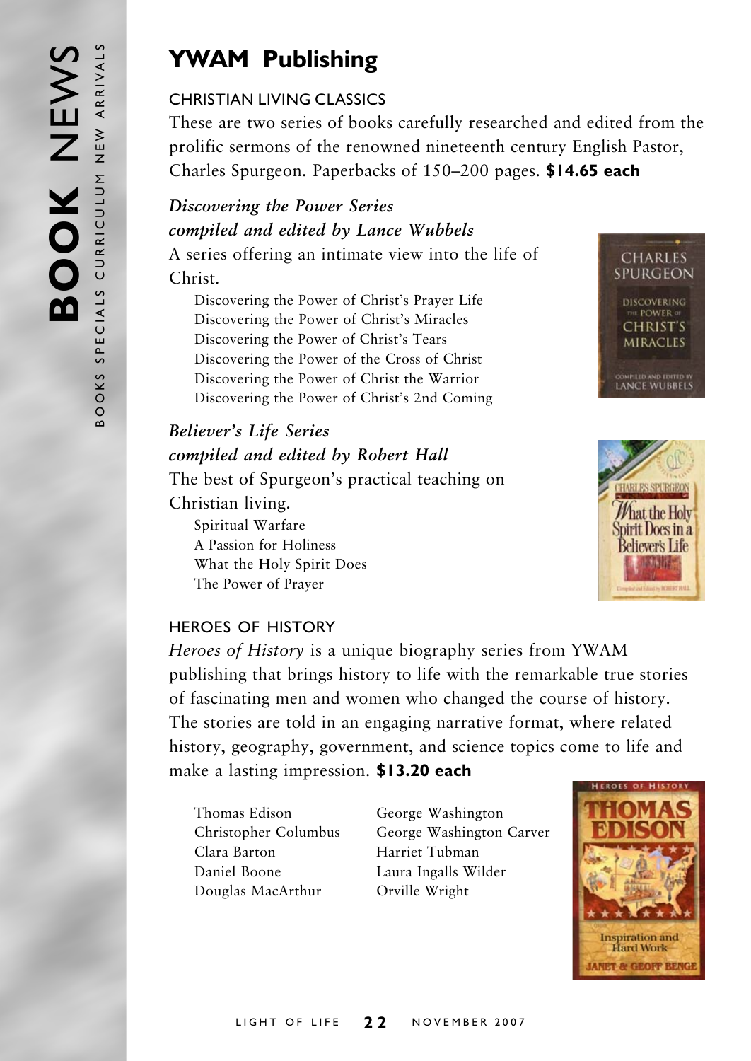# YWAM Publishing

## CHRISTIAN LIVING CLASSICS

These are two series of books carefully researched and edited from the prolific sermons of the renowned nineteenth century English Pastor, Charles Spurgeon. Paperbacks of 150–200 pages. **$14.65 each**

### *Discovering the Power Series*
### *compiled and edited by Lance Wubbels*

A series offering an intimate view into the life of Christ.

- Discovering the Power of Christ's Prayer Life
- Discovering the Power of Christ's Miracles
- Discovering the Power of Christ's Tears
- Discovering the Power of the Cross of Christ
- Discovering the Power of Christ the Warrior
- Discovering the Power of Christ's 2nd Coming

### *Believer's Life Series*
### *compiled and edited by Robert Hall*

The best of Spurgeon's practical teaching on Christian living.

- Spiritual Warfare
- A Passion for Holiness
- What the Holy Spirit Does
- The Power of Prayer

## HEROES OF HISTORY

*Heroes of History* is a unique biography series from YWAM publishing that brings history to life with the remarkable true stories of fascinating men and women who changed the course of history. The stories are told in an engaging narrative format, where related history, geography, government, and science topics come to life and make a lasting impression. **$13.20 each**

- Thomas Edison
- Christopher Columbus
- Clara Barton
- Daniel Boone
- Douglas MacArthur
- George Washington
- George Washington Carver
- Harriet Tubman
- Laura Ingalls Wilder
- Orville Wright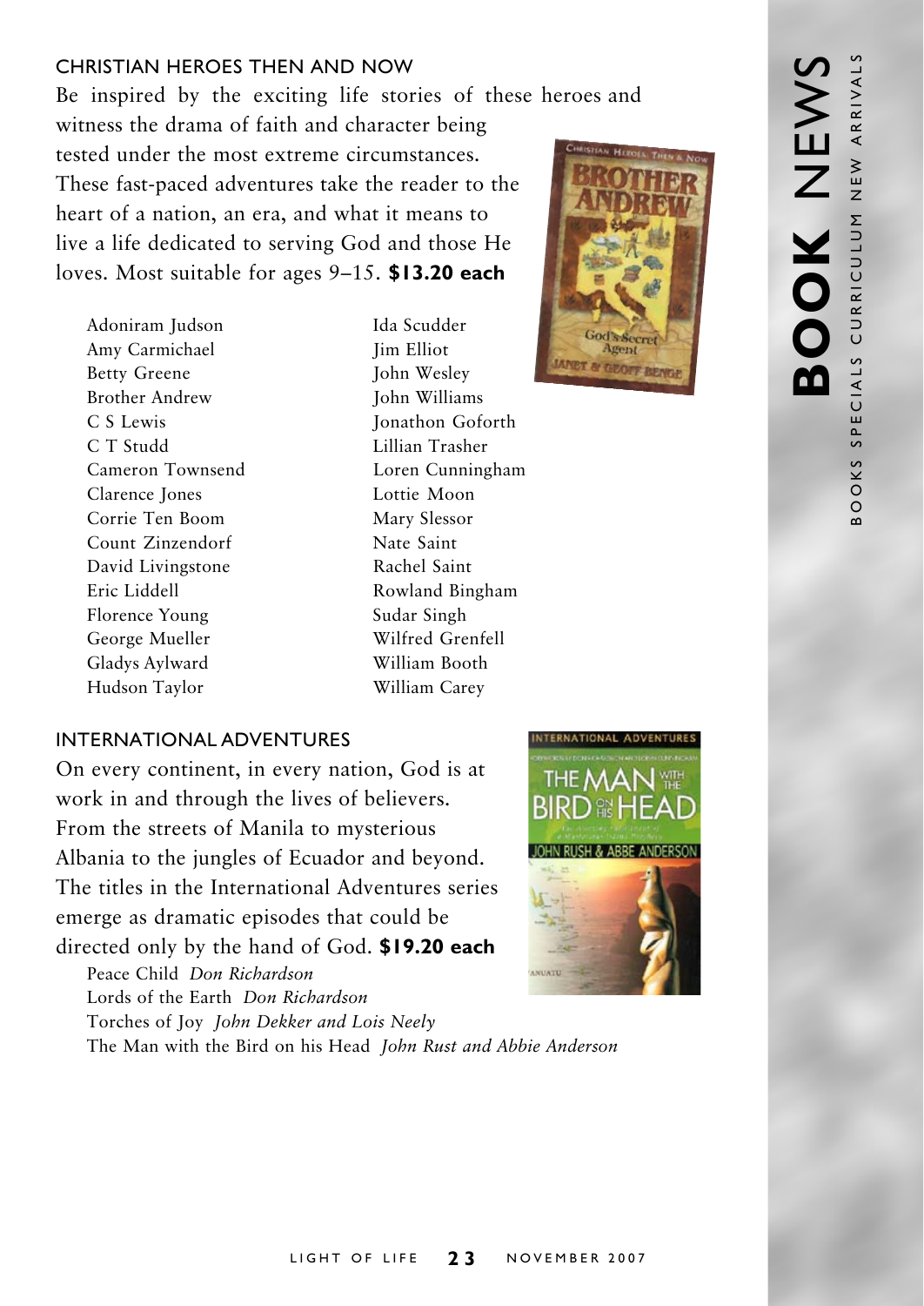## CHRISTIAN HEROES THEN AND NOW

Be inspired by the exciting life stories of these heroes and witness the drama of faith and character being tested under the most extreme circumstances. These fast-paced adventures take the reader to the heart of a nation, an era, and what it means to live a life dedicated to serving God and those He loves. Most suitable for ages 9–15. **$13.20 each**

- Adoniram Judson
- Amy Carmichael
- Betty Greene
- Brother Andrew
- C S Lewis
- C T Studd
- Cameron Townsend
- Clarence Jones
- Corrie Ten Boom
- Count Zinzendorf
- David Livingstone
- Eric Liddell
- Florence Young
- George Mueller
- Gladys Aylward
- Hudson Taylor
- Ida Scudder
- Jim Elliot
- John Wesley
- John Williams
- Jonathon Goforth
- Lillian Trasher
- Loren Cunningham
- Lottie Moon
- Mary Slessor
- Nate Saint
- Rachel Saint
- Rowland Bingham
- Sudar Singh
- Wilfred Grenfell
- William Booth
- William Carey

## INTERNATIONAL ADVENTURES

On every continent, in every nation, God is at work in and through the lives of believers. From the streets of Manila to mysterious Albania to the jungles of Ecuador and beyond. The titles in the International Adventures series emerge as dramatic episodes that could be directed only by the hand of God. **$19.20 each**

- Peace Child *Don Richardson*
- Lords of the Earth *Don Richardson*
- Torches of Joy *John Dekker and Lois Neely*
- The Man with the Bird on his Head *John Rust and Abbie Anderson*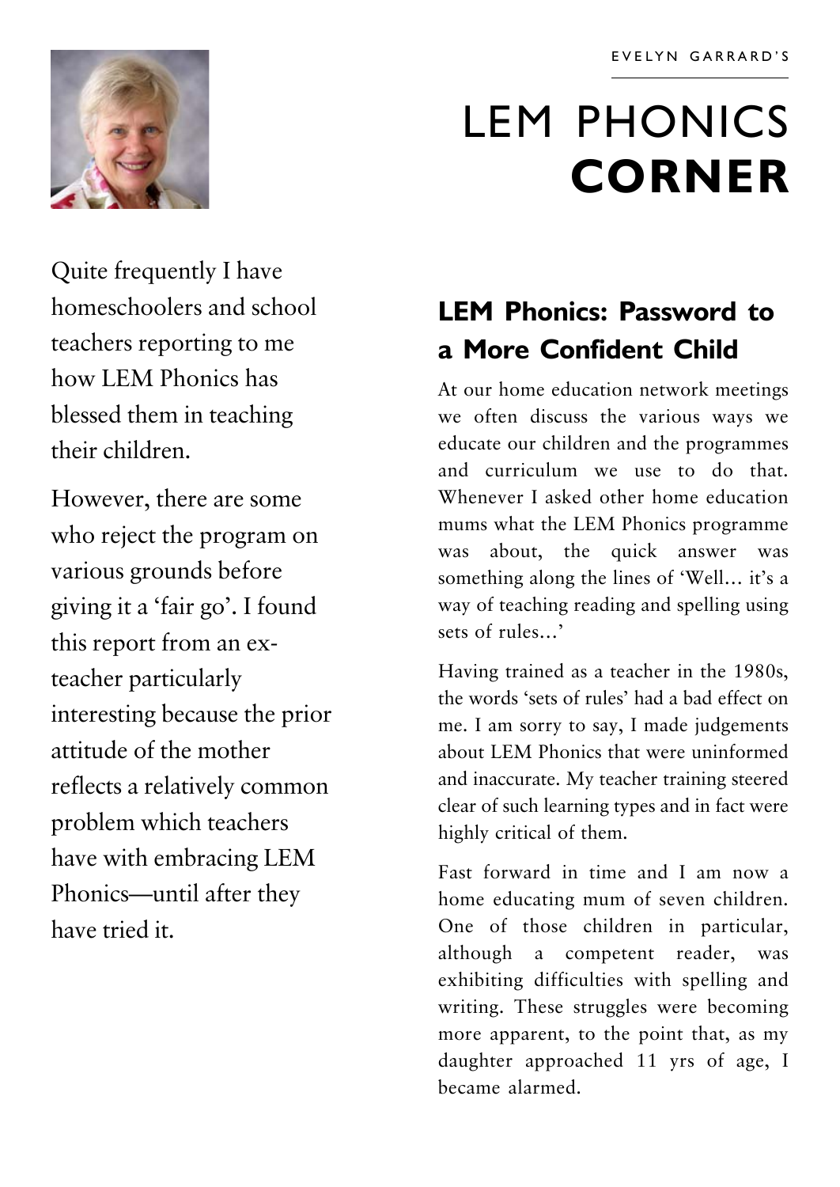EVELYN GARRARD'S

# LEM PHONICS **CORNER**

Quite frequently I have homeschoolers and school teachers reporting to me how LEM Phonics has blessed them in teaching their children.

However, there are some who reject the program on various grounds before giving it a 'fair go'. I found this report from an ex-teacher particularly interesting because the prior attitude of the mother reflects a relatively common problem which teachers have with embracing LEM Phonics—until after they have tried it.

## LEM Phonics: Password to a More Confident Child

At our home education network meetings we often discuss the various ways we educate our children and the programmes and curriculum we use to do that. Whenever I asked other home education mums what the LEM Phonics programme was about, the quick answer was something along the lines of 'Well… it's a way of teaching reading and spelling using sets of rules…'

Having trained as a teacher in the 1980s, the words 'sets of rules' had a bad effect on me. I am sorry to say, I made judgements about LEM Phonics that were uninformed and inaccurate. My teacher training steered clear of such learning types and in fact were highly critical of them.

Fast forward in time and I am now a home educating mum of seven children. One of those children in particular, although a competent reader, was exhibiting difficulties with spelling and writing. These struggles were becoming more apparent, to the point that, as my daughter approached 11 yrs of age, I became alarmed.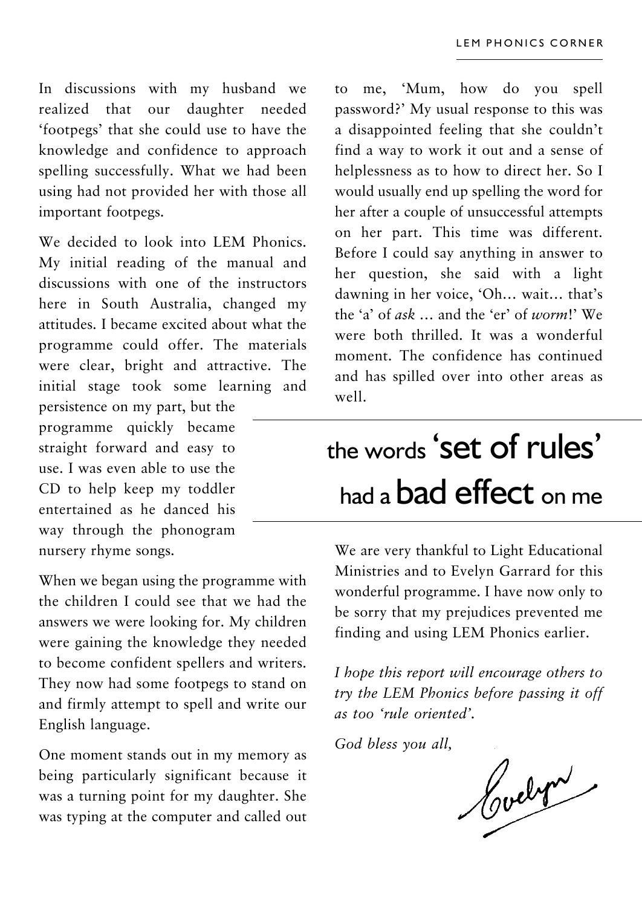In discussions with my husband we realized that our daughter needed 'footpegs' that she could use to have the knowledge and confidence to approach spelling successfully. What we had been using had not provided her with those all important footpegs.

We decided to look into LEM Phonics. My initial reading of the manual and discussions with one of the instructors here in South Australia, changed my attitudes. I became excited about what the programme could offer. The materials were clear, bright and attractive. The initial stage took some learning and persistence on my part, but the programme quickly became straight forward and easy to use. I was even able to use the CD to help keep my toddler entertained as he danced his way through the phonogram nursery rhyme songs.

When we began using the programme with the children I could see that we had the answers we were looking for. My children were gaining the knowledge they needed to become confident spellers and writers. They now had some footpegs to stand on and firmly attempt to spell and write our English language.

One moment stands out in my memory as being particularly significant because it was a turning point for my daughter. She was typing at the computer and called out to me, 'Mum, how do you spell password?' My usual response to this was a disappointed feeling that she couldn't find a way to work it out and a sense of helplessness as to how to direct her. So I would usually end up spelling the word for her after a couple of unsuccessful attempts on her part. This time was different. Before I could say anything in answer to her question, she said with a light dawning in her voice, 'Oh... wait... that's the 'a' of *ask* ... and the 'er' of *worm*!' We were both thrilled. It was a wonderful moment. The confidence has continued and has spilled over into other areas as well.

## the words 'set of rules' had a bad effect on me

We are very thankful to Light Educational Ministries and to Evelyn Garrard for this wonderful programme. I have now only to be sorry that my prejudices prevented me finding and using LEM Phonics earlier.

*I hope this report will encourage others to try the LEM Phonics before passing it off as too 'rule oriented'.*

*God bless you all,*

Evelyn